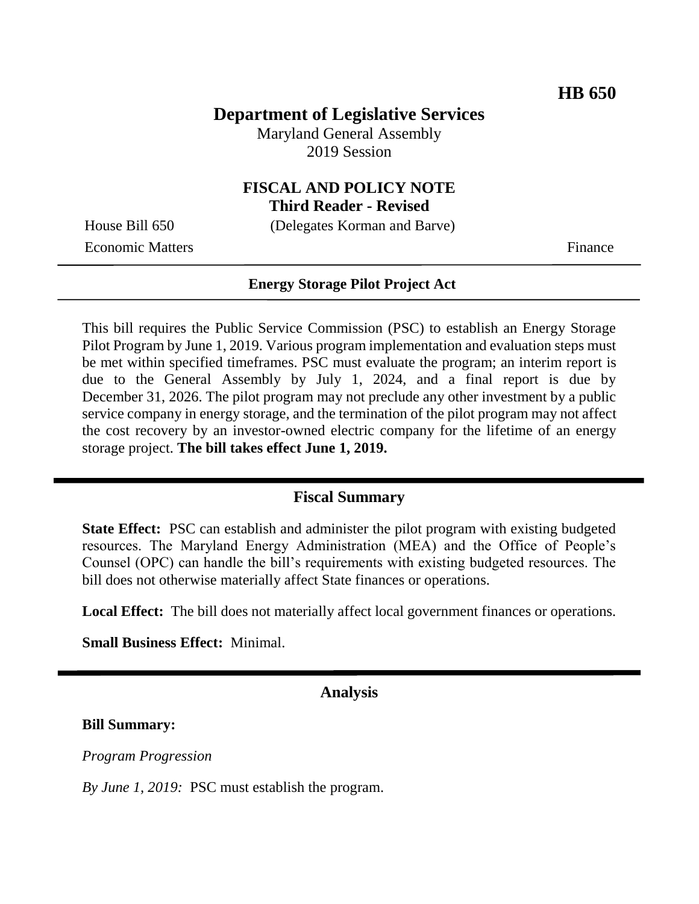**HB 650**

# Department of Legislative Services

Maryland General Assembly
2019 Session

## FISCAL AND POLICY NOTE
**Third Reader - Revised**

House Bill 650 (Delegates Korman and Barve)
Economic Matters Finance

---

**Energy Storage Pilot Project Act**

---

This bill requires the Public Service Commission (PSC) to establish an Energy Storage Pilot Program by June 1, 2019. Various program implementation and evaluation steps must be met within specified timeframes. PSC must evaluate the program; an interim report is due to the General Assembly by July 1, 2024, and a final report is due by December 31, 2026. The pilot program may not preclude any other investment by a public service company in energy storage, and the termination of the pilot program may not affect the cost recovery by an investor-owned electric company for the lifetime of an energy storage project. **The bill takes effect June 1, 2019.**

## Fiscal Summary

**State Effect:** PSC can establish and administer the pilot program with existing budgeted resources. The Maryland Energy Administration (MEA) and the Office of People's Counsel (OPC) can handle the bill's requirements with existing budgeted resources. The bill does not otherwise materially affect State finances or operations.

**Local Effect:** The bill does not materially affect local government finances or operations.

**Small Business Effect:** Minimal.

## Analysis

**Bill Summary:**

*Program Progression*

*By June 1, 2019:* PSC must establish the program.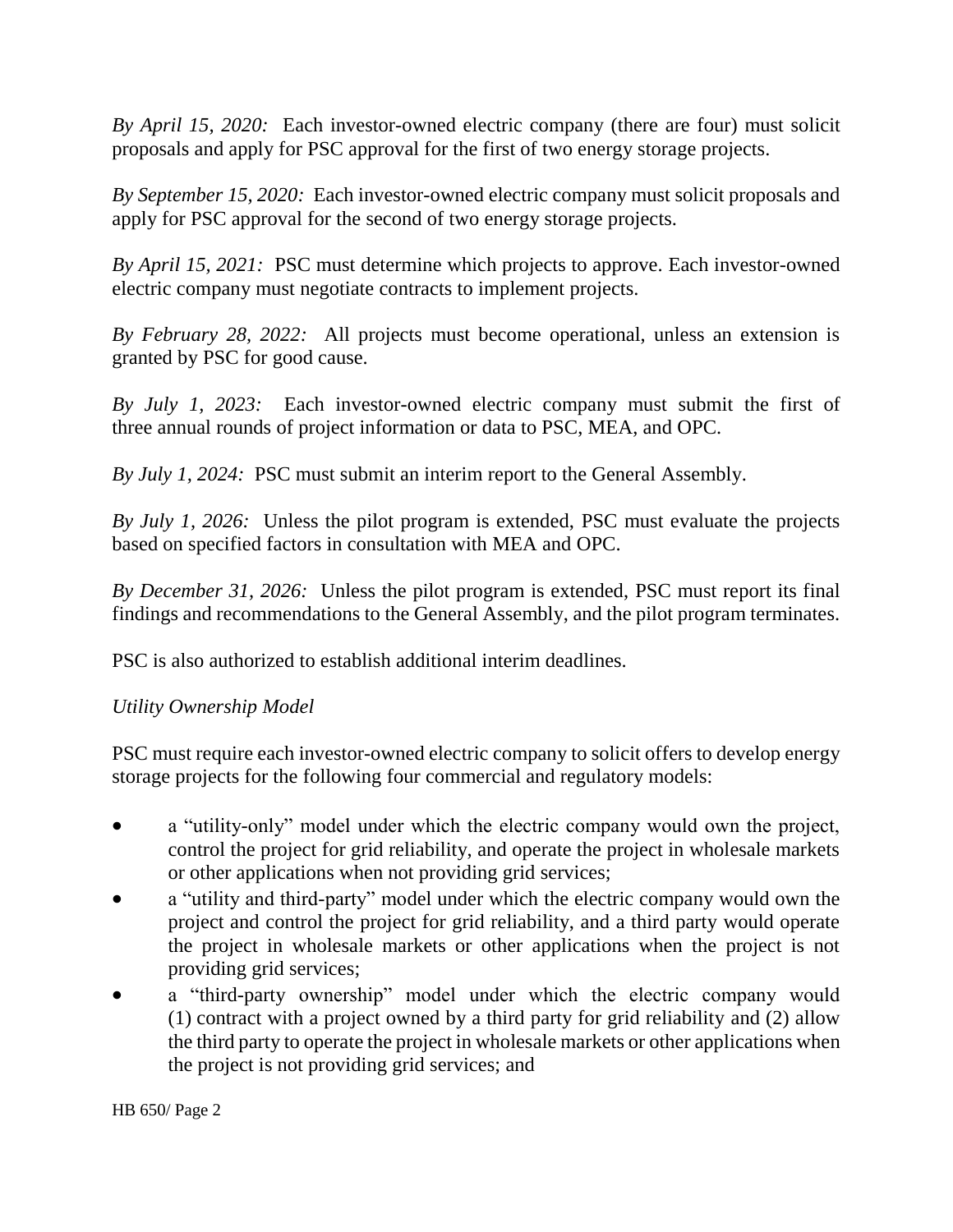*By April 15, 2020:* Each investor-owned electric company (there are four) must solicit proposals and apply for PSC approval for the first of two energy storage projects.

*By September 15, 2020:* Each investor-owned electric company must solicit proposals and apply for PSC approval for the second of two energy storage projects.

*By April 15, 2021:* PSC must determine which projects to approve. Each investor-owned electric company must negotiate contracts to implement projects.

*By February 28, 2022:* All projects must become operational, unless an extension is granted by PSC for good cause.

*By July 1, 2023:* Each investor-owned electric company must submit the first of three annual rounds of project information or data to PSC, MEA, and OPC.

*By July 1, 2024:* PSC must submit an interim report to the General Assembly.

*By July 1, 2026:* Unless the pilot program is extended, PSC must evaluate the projects based on specified factors in consultation with MEA and OPC.

*By December 31, 2026:* Unless the pilot program is extended, PSC must report its final findings and recommendations to the General Assembly, and the pilot program terminates.

PSC is also authorized to establish additional interim deadlines.

*Utility Ownership Model*

PSC must require each investor-owned electric company to solicit offers to develop energy storage projects for the following four commercial and regulatory models:

- a "utility-only" model under which the electric company would own the project, control the project for grid reliability, and operate the project in wholesale markets or other applications when not providing grid services;
- a "utility and third-party" model under which the electric company would own the project and control the project for grid reliability, and a third party would operate the project in wholesale markets or other applications when the project is not providing grid services;
- a "third-party ownership" model under which the electric company would (1) contract with a project owned by a third party for grid reliability and (2) allow the third party to operate the project in wholesale markets or other applications when the project is not providing grid services; and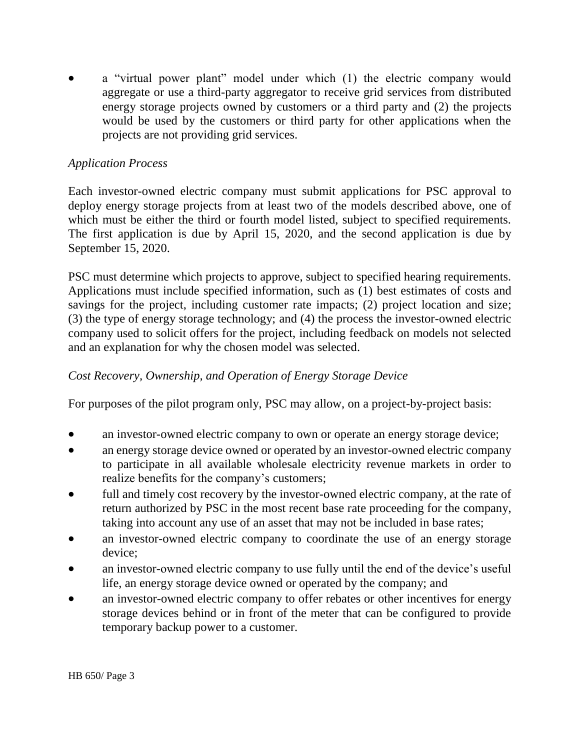- a "virtual power plant" model under which (1) the electric company would aggregate or use a third-party aggregator to receive grid services from distributed energy storage projects owned by customers or a third party and (2) the projects would be used by the customers or third party for other applications when the projects are not providing grid services.

*Application Process*

Each investor-owned electric company must submit applications for PSC approval to deploy energy storage projects from at least two of the models described above, one of which must be either the third or fourth model listed, subject to specified requirements. The first application is due by April 15, 2020, and the second application is due by September 15, 2020.

PSC must determine which projects to approve, subject to specified hearing requirements. Applications must include specified information, such as (1) best estimates of costs and savings for the project, including customer rate impacts; (2) project location and size; (3) the type of energy storage technology; and (4) the process the investor-owned electric company used to solicit offers for the project, including feedback on models not selected and an explanation for why the chosen model was selected.

*Cost Recovery, Ownership, and Operation of Energy Storage Device*

For purposes of the pilot program only, PSC may allow, on a project-by-project basis:

- an investor-owned electric company to own or operate an energy storage device;
- an energy storage device owned or operated by an investor-owned electric company to participate in all available wholesale electricity revenue markets in order to realize benefits for the company's customers;
- full and timely cost recovery by the investor-owned electric company, at the rate of return authorized by PSC in the most recent base rate proceeding for the company, taking into account any use of an asset that may not be included in base rates;
- an investor-owned electric company to coordinate the use of an energy storage device;
- an investor-owned electric company to use fully until the end of the device's useful life, an energy storage device owned or operated by the company; and
- an investor-owned electric company to offer rebates or other incentives for energy storage devices behind or in front of the meter that can be configured to provide temporary backup power to a customer.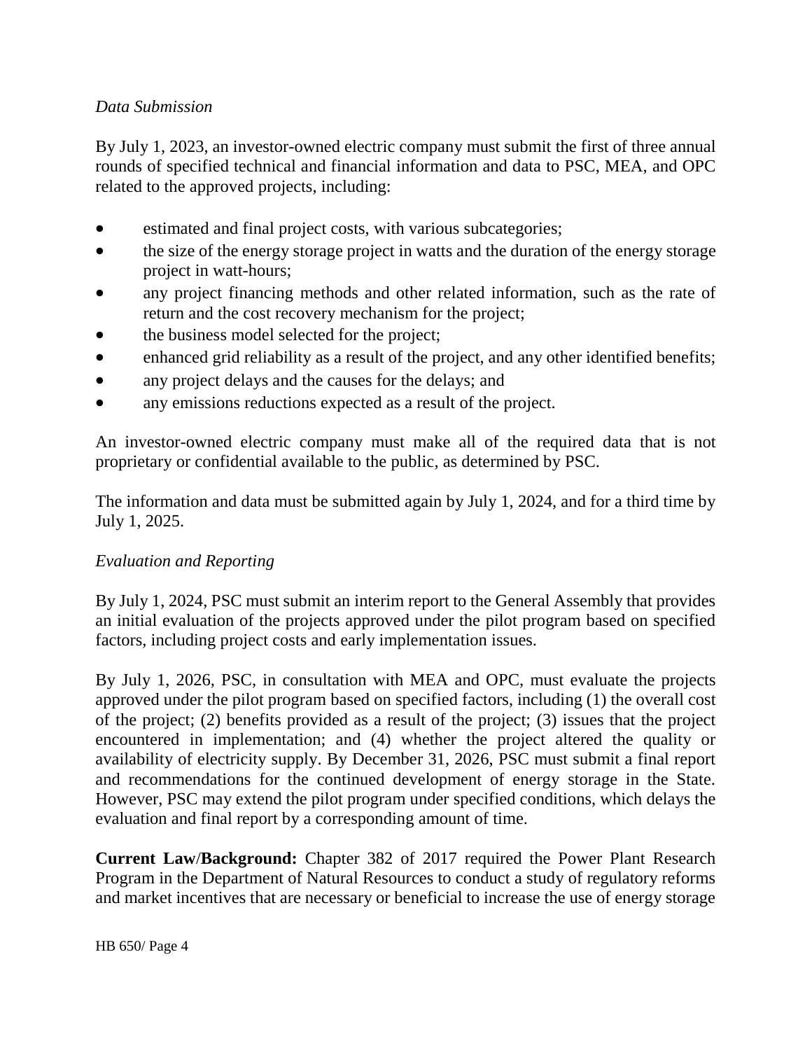*Data Submission*

By July 1, 2023, an investor-owned electric company must submit the first of three annual rounds of specified technical and financial information and data to PSC, MEA, and OPC related to the approved projects, including:

- estimated and final project costs, with various subcategories;
- the size of the energy storage project in watts and the duration of the energy storage project in watt-hours;
- any project financing methods and other related information, such as the rate of return and the cost recovery mechanism for the project;
- the business model selected for the project;
- enhanced grid reliability as a result of the project, and any other identified benefits;
- any project delays and the causes for the delays; and
- any emissions reductions expected as a result of the project.

An investor-owned electric company must make all of the required data that is not proprietary or confidential available to the public, as determined by PSC.

The information and data must be submitted again by July 1, 2024, and for a third time by July 1, 2025.

*Evaluation and Reporting*

By July 1, 2024, PSC must submit an interim report to the General Assembly that provides an initial evaluation of the projects approved under the pilot program based on specified factors, including project costs and early implementation issues.

By July 1, 2026, PSC, in consultation with MEA and OPC, must evaluate the projects approved under the pilot program based on specified factors, including (1) the overall cost of the project; (2) benefits provided as a result of the project; (3) issues that the project encountered in implementation; and (4) whether the project altered the quality or availability of electricity supply. By December 31, 2026, PSC must submit a final report and recommendations for the continued development of energy storage in the State. However, PSC may extend the pilot program under specified conditions, which delays the evaluation and final report by a corresponding amount of time.

**Current Law/Background:** Chapter 382 of 2017 required the Power Plant Research Program in the Department of Natural Resources to conduct a study of regulatory reforms and market incentives that are necessary or beneficial to increase the use of energy storage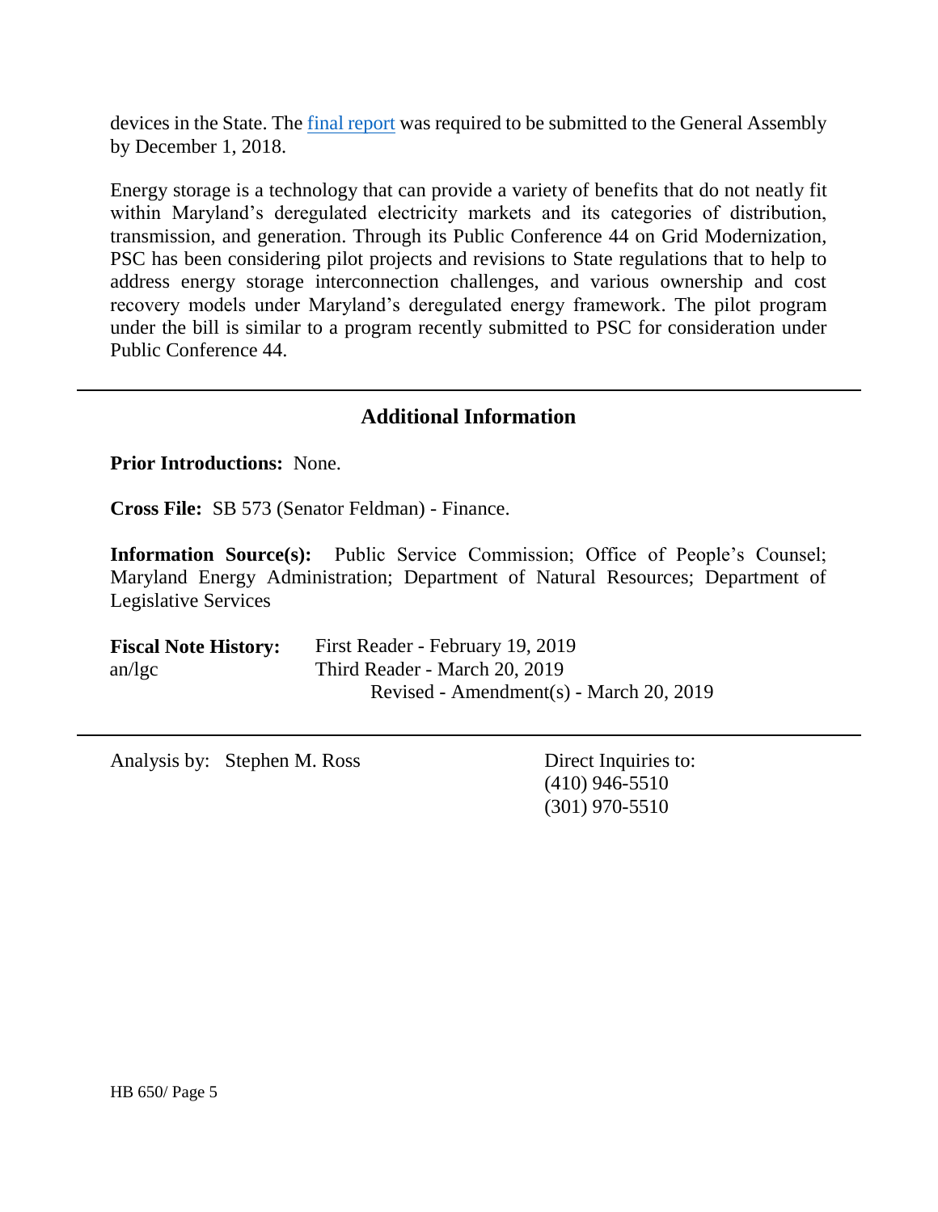devices in the State. The [final report] was required to be submitted to the General Assembly by December 1, 2018.

Energy storage is a technology that can provide a variety of benefits that do not neatly fit within Maryland's deregulated electricity markets and its categories of distribution, transmission, and generation. Through its Public Conference 44 on Grid Modernization, PSC has been considering pilot projects and revisions to State regulations that to help to address energy storage interconnection challenges, and various ownership and cost recovery models under Maryland's deregulated energy framework. The pilot program under the bill is similar to a program recently submitted to PSC for consideration under Public Conference 44.

## Additional Information

**Prior Introductions:** None.

**Cross File:** SB 573 (Senator Feldman) - Finance.

**Information Source(s):** Public Service Commission; Office of People's Counsel; Maryland Energy Administration; Department of Natural Resources; Department of Legislative Services

**Fiscal Note History:** First Reader - February 19, 2019
an/lgc Third Reader - March 20, 2019
Revised - Amendment(s) - March 20, 2019

Analysis by: Stephen M. Ross

Direct Inquiries to:
(410) 946-5510
(301) 970-5510